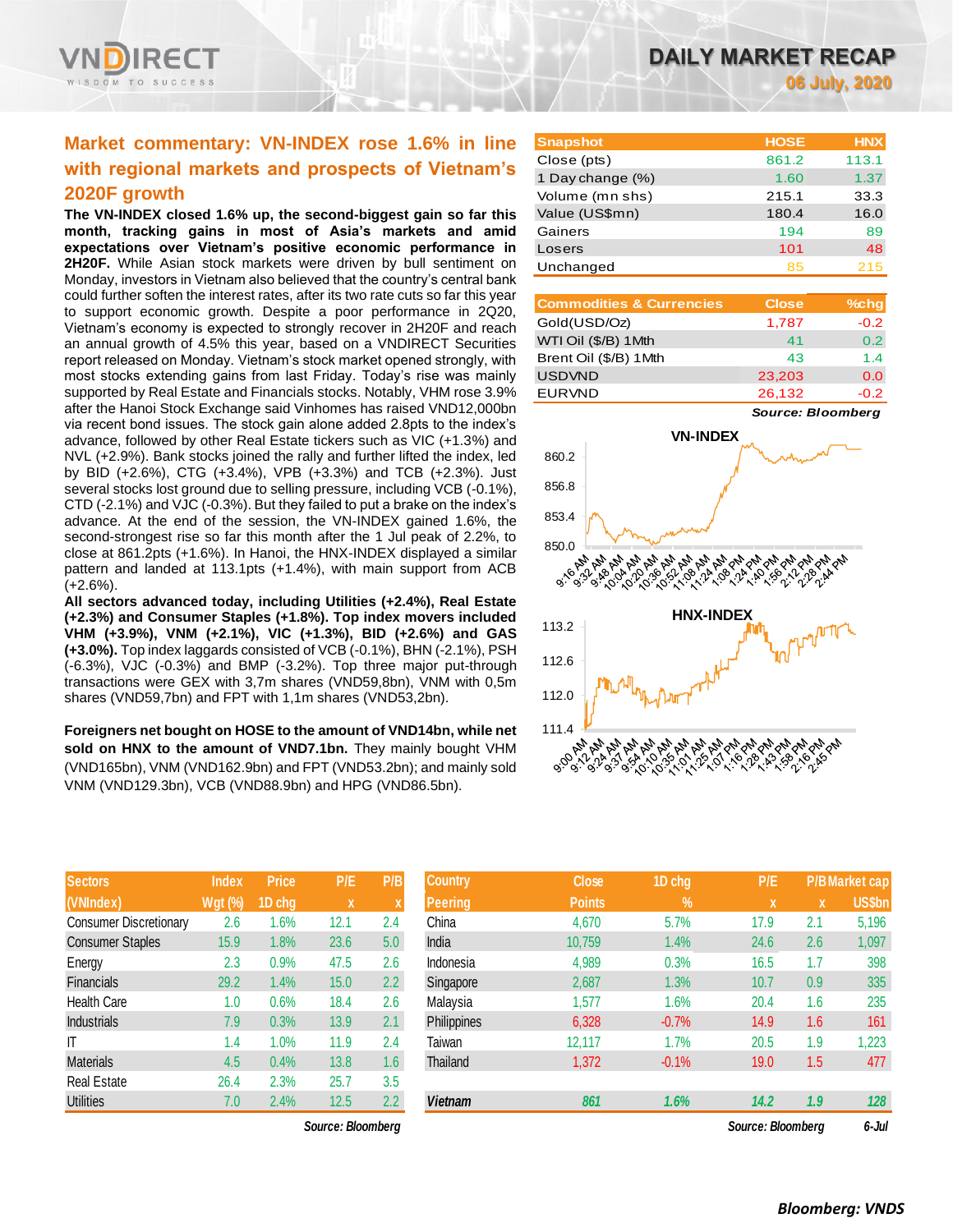# DAILY MARKET RECAP

**06 July, 2020**

## Market commentary: VN-INDEX rose 1.6% in line with regional markets and prospects of Vietnam's 2020F growth

**The VN-INDEX closed 1.6% up, the second-biggest gain so far this month, tracking gains in most of Asia's markets and amid expectations over Vietnam's positive economic performance in 2H20F.** While Asian stock markets were driven by bull sentiment on Monday, investors in Vietnam also believed that the country's central bank could further soften the interest rates, after its two rate cuts so far this year to support economic growth. Despite a poor performance in 2Q20, Vietnam's economy is expected to strongly recover in 2H20F and reach an annual growth of 4.5% this year, based on a VNDIRECT Securities report released on Monday. Vietnam's stock market opened strongly, with most stocks extending gains from last Friday. Today's rise was mainly supported by Real Estate and Financials stocks. Notably, VHM rose 3.9% after the Hanoi Stock Exchange said Vinhomes has raised VND12,000bn via recent bond issues. The stock gain alone added 2.8pts to the index's advance, followed by other Real Estate tickers such as VIC (+1.3%) and NVL (+2.9%). Bank stocks joined the rally and further lifted the index, led by BID (+2.6%), CTG (+3.4%), VPB (+3.3%) and TCB (+2.3%). Just several stocks lost ground due to selling pressure, including VCB (-0.1%), CTD (-2.1%) and VJC (-0.3%). But they failed to put a brake on the index's advance. At the end of the session, the VN-INDEX gained 1.6%, the second-strongest rise so far this month after the 1 Jul peak of 2.2%, to close at 861.2pts (+1.6%). In Hanoi, the HNX-INDEX displayed a similar pattern and landed at 113.1pts (+1.4%), with main support from ACB (+2.6%).

**All sectors advanced today, including Utilities (+2.4%), Real Estate (+2.3%) and Consumer Staples (+1.8%). Top index movers included VHM (+3.9%), VNM (+2.1%), VIC (+1.3%), BID (+2.6%) and GAS (+3.0%).** Top index laggards consisted of VCB (-0.1%), BHN (-2.1%), PSH (-6.3%), VJC (-0.3%) and BMP (-3.2%). Top three major put-through transactions were GEX with 3,7m shares (VND59,8bn), VNM with 0,5m shares (VND59,7bn) and FPT with 1,1m shares (VND53,2bn).

**Foreigners net bought on HOSE to the amount of VND14bn, while net sold on HNX to the amount of VND7.1bn.** They mainly bought VHM (VND165bn), VNM (VND162.9bn) and FPT (VND53.2bn); and mainly sold VNM (VND129.3bn), VCB (VND88.9bn) and HPG (VND86.5bn).

| Snapshot | HOSE | HNX |
|---|---|---|
| Close (pts) | 861.2 | 113.1 |
| 1 Day change (%) | 1.60 | 1.37 |
| Volume (mn shs) | 215.1 | 33.3 |
| Value (US$mn) | 180.4 | 16.0 |
| Gainers | 194 | 89 |
| Losers | 101 | 48 |
| Unchanged | 85 | 215 |

| Commodities & Currencies | Close | %chg |
|---|---|---|
| Gold(USD/Oz) | 1,787 | -0.2 |
| WTI Oil ($/B) 1Mth | 41 | 0.2 |
| Brent Oil ($/B) 1Mth | 43 | 1.4 |
| USDVND | 23,203 | 0.0 |
| EURVND | 26,132 | -0.2 |

*Source: Bloomberg*

| Sectors (VNIndex) | Index Wgt (%) | Price 1D chg | P/E x | P/B x |
|---|---|---|---|---|
| Consumer Discretionary | 2.6 | 1.6% | 12.1 | 2.4 |
| Consumer Staples | 15.9 | 1.8% | 23.6 | 5.0 |
| Energy | 2.3 | 0.9% | 47.5 | 2.6 |
| Financials | 29.2 | 1.4% | 15.0 | 2.2 |
| Health Care | 1.0 | 0.6% | 18.4 | 2.6 |
| Industrials | 7.9 | 0.3% | 13.9 | 2.1 |
| IT | 1.4 | 1.0% | 11.9 | 2.4 |
| Materials | 4.5 | 0.4% | 13.8 | 1.6 |
| Real Estate | 26.4 | 2.3% | 25.7 | 3.5 |
| Utilities | 7.0 | 2.4% | 12.5 | 2.2 |

*Source: Bloomberg*

| Country Peering | Close Points | 1D chg % | P/E x | P/B x | Market cap US$bn |
|---|---|---|---|---|---|
| China | 4,670 | 5.7% | 17.9 | 2.1 | 5,196 |
| India | 10,759 | 1.4% | 24.6 | 2.6 | 1,097 |
| Indonesia | 4,989 | 0.3% | 16.5 | 1.7 | 398 |
| Singapore | 2,687 | 1.3% | 10.7 | 0.9 | 335 |
| Malaysia | 1,577 | 1.6% | 20.4 | 1.6 | 235 |
| Philippines | 6,328 | -0.7% | 14.9 | 1.6 | 161 |
| Taiwan | 12,117 | 1.7% | 20.5 | 1.9 | 1,223 |
| Thailand | 1,372 | -0.1% | 19.0 | 1.5 | 477 |
| **Vietnam** | **861** | **1.6%** | **14.2** | **1.9** | **128** |

*Source: Bloomberg* *6-Jul*

**Bloomberg: VNDS**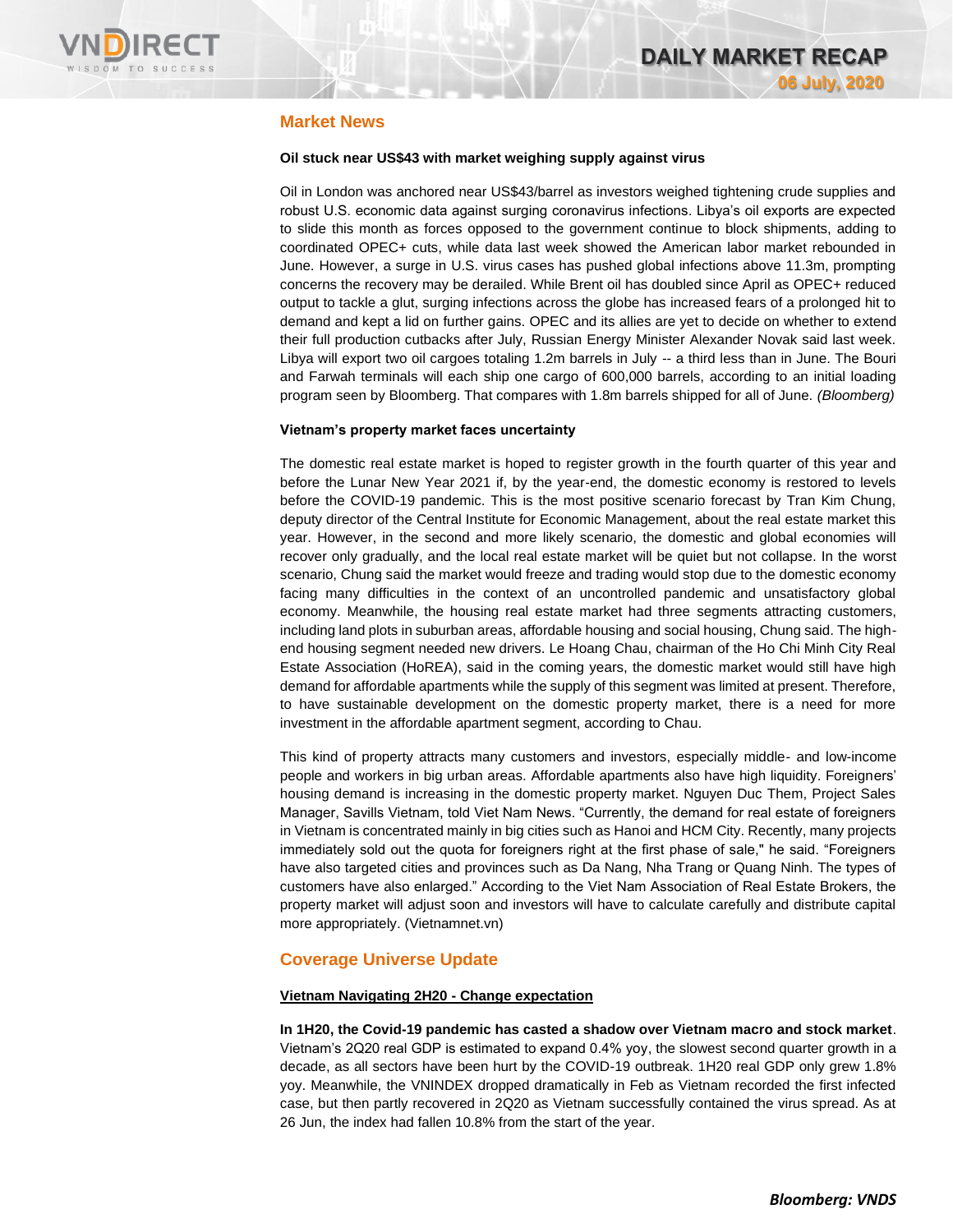## Market News

**Oil stuck near US$43 with market weighing supply against virus**

Oil in London was anchored near US$43/barrel as investors weighed tightening crude supplies and robust U.S. economic data against surging coronavirus infections. Libya's oil exports are expected to slide this month as forces opposed to the government continue to block shipments, adding to coordinated OPEC+ cuts, while data last week showed the American labor market rebounded in June. However, a surge in U.S. virus cases has pushed global infections above 11.3m, prompting concerns the recovery may be derailed. While Brent oil has doubled since April as OPEC+ reduced output to tackle a glut, surging infections across the globe has increased fears of a prolonged hit to demand and kept a lid on further gains. OPEC and its allies are yet to decide on whether to extend their full production cutbacks after July, Russian Energy Minister Alexander Novak said last week. Libya will export two oil cargoes totaling 1.2m barrels in July -- a third less than in June. The Bouri and Farwah terminals will each ship one cargo of 600,000 barrels, according to an initial loading program seen by Bloomberg. That compares with 1.8m barrels shipped for all of June. *(Bloomberg)*

**Vietnam's property market faces uncertainty**

The domestic real estate market is hoped to register growth in the fourth quarter of this year and before the Lunar New Year 2021 if, by the year-end, the domestic economy is restored to levels before the COVID-19 pandemic. This is the most positive scenario forecast by Tran Kim Chung, deputy director of the Central Institute for Economic Management, about the real estate market this year. However, in the second and more likely scenario, the domestic and global economies will recover only gradually, and the local real estate market will be quiet but not collapse. In the worst scenario, Chung said the market would freeze and trading would stop due to the domestic economy facing many difficulties in the context of an uncontrolled pandemic and unsatisfactory global economy. Meanwhile, the housing real estate market had three segments attracting customers, including land plots in suburban areas, affordable housing and social housing, Chung said. The high-end housing segment needed new drivers. Le Hoang Chau, chairman of the Ho Chi Minh City Real Estate Association (HoREA), said in the coming years, the domestic market would still have high demand for affordable apartments while the supply of this segment was limited at present. Therefore, to have sustainable development on the domestic property market, there is a need for more investment in the affordable apartment segment, according to Chau.

This kind of property attracts many customers and investors, especially middle- and low-income people and workers in big urban areas. Affordable apartments also have high liquidity. Foreigners' housing demand is increasing in the domestic property market. Nguyen Duc Them, Project Sales Manager, Savills Vietnam, told Viet Nam News. "Currently, the demand for real estate of foreigners in Vietnam is concentrated mainly in big cities such as Hanoi and HCM City. Recently, many projects immediately sold out the quota for foreigners right at the first phase of sale," he said. "Foreigners have also targeted cities and provinces such as Da Nang, Nha Trang or Quang Ninh. The types of customers have also enlarged." According to the Viet Nam Association of Real Estate Brokers, the property market will adjust soon and investors will have to calculate carefully and distribute capital more appropriately. (Vietnamnet.vn)

## Coverage Universe Update

**Vietnam Navigating 2H20 - Change expectation**

**In 1H20, the Covid-19 pandemic has casted a shadow over Vietnam macro and stock market**. Vietnam's 2Q20 real GDP is estimated to expand 0.4% yoy, the slowest second quarter growth in a decade, as all sectors have been hurt by the COVID-19 outbreak. 1H20 real GDP only grew 1.8% yoy. Meanwhile, the VNINDEX dropped dramatically in Feb as Vietnam recorded the first infected case, but then partly recovered in 2Q20 as Vietnam successfully contained the virus spread. As at 26 Jun, the index had fallen 10.8% from the start of the year.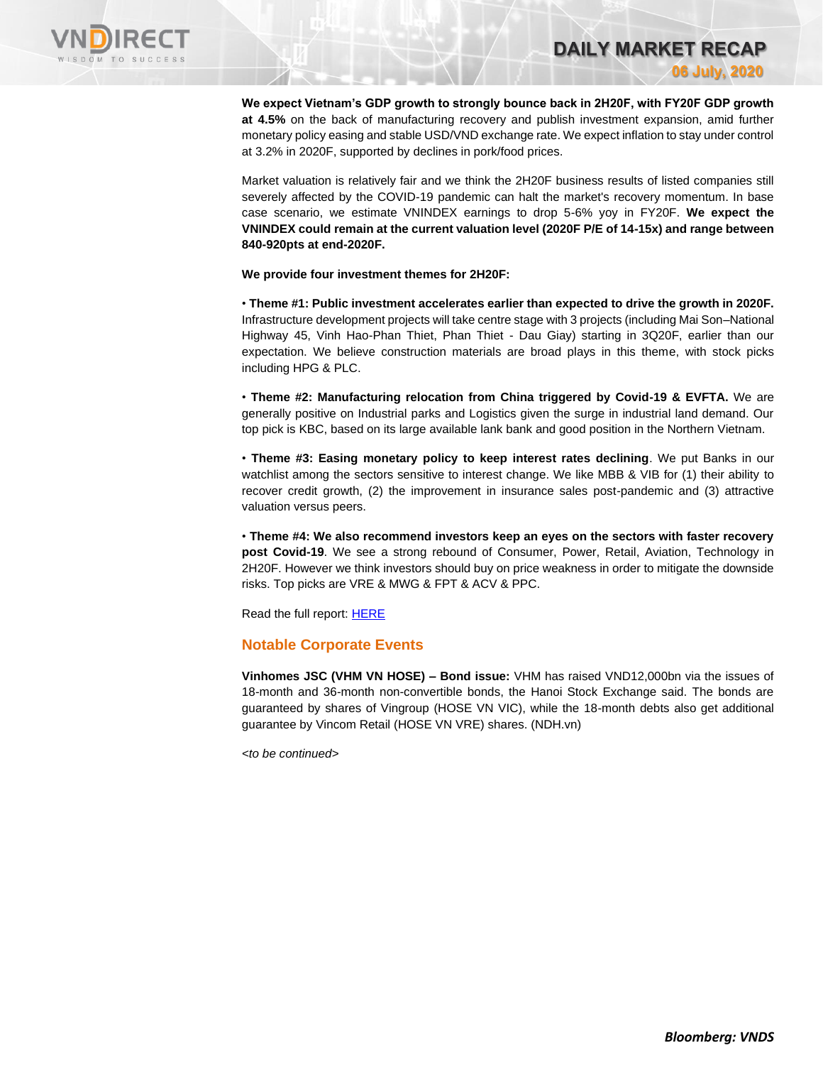**We expect Vietnam's GDP growth to strongly bounce back in 2H20F, with FY20F GDP growth at 4.5%** on the back of manufacturing recovery and publish investment expansion, amid further monetary policy easing and stable USD/VND exchange rate. We expect inflation to stay under control at 3.2% in 2020F, supported by declines in pork/food prices.

Market valuation is relatively fair and we think the 2H20F business results of listed companies still severely affected by the COVID-19 pandemic can halt the market's recovery momentum. In base case scenario, we estimate VNINDEX earnings to drop 5-6% yoy in FY20F. **We expect the VNINDEX could remain at the current valuation level (2020F P/E of 14-15x) and range between 840-920pts at end-2020F.**

**We provide four investment themes for 2H20F:**

• **Theme #1: Public investment accelerates earlier than expected to drive the growth in 2020F.** Infrastructure development projects will take centre stage with 3 projects (including Mai Son–National Highway 45, Vinh Hao-Phan Thiet, Phan Thiet - Dau Giay) starting in 3Q20F, earlier than our expectation. We believe construction materials are broad plays in this theme, with stock picks including HPG & PLC.

• **Theme #2: Manufacturing relocation from China triggered by Covid-19 & EVFTA.** We are generally positive on Industrial parks and Logistics given the surge in industrial land demand. Our top pick is KBC, based on its large available lank bank and good position in the Northern Vietnam.

• **Theme #3: Easing monetary policy to keep interest rates declining**. We put Banks in our watchlist among the sectors sensitive to interest change. We like MBB & VIB for (1) their ability to recover credit growth, (2) the improvement in insurance sales post-pandemic and (3) attractive valuation versus peers.

• **Theme #4: We also recommend investors keep an eyes on the sectors with faster recovery post Covid-19**. We see a strong rebound of Consumer, Power, Retail, Aviation, Technology in 2H20F. However we think investors should buy on price weakness in order to mitigate the downside risks. Top picks are VRE & MWG & FPT & ACV & PPC.

Read the full report: HERE

## Notable Corporate Events

**Vinhomes JSC (VHM VN HOSE) – Bond issue:** VHM has raised VND12,000bn via the issues of 18-month and 36-month non-convertible bonds, the Hanoi Stock Exchange said. The bonds are guaranteed by shares of Vingroup (HOSE VN VIC), while the 18-month debts also get additional guarantee by Vincom Retail (HOSE VN VRE) shares. (NDH.vn)

*<to be continued>*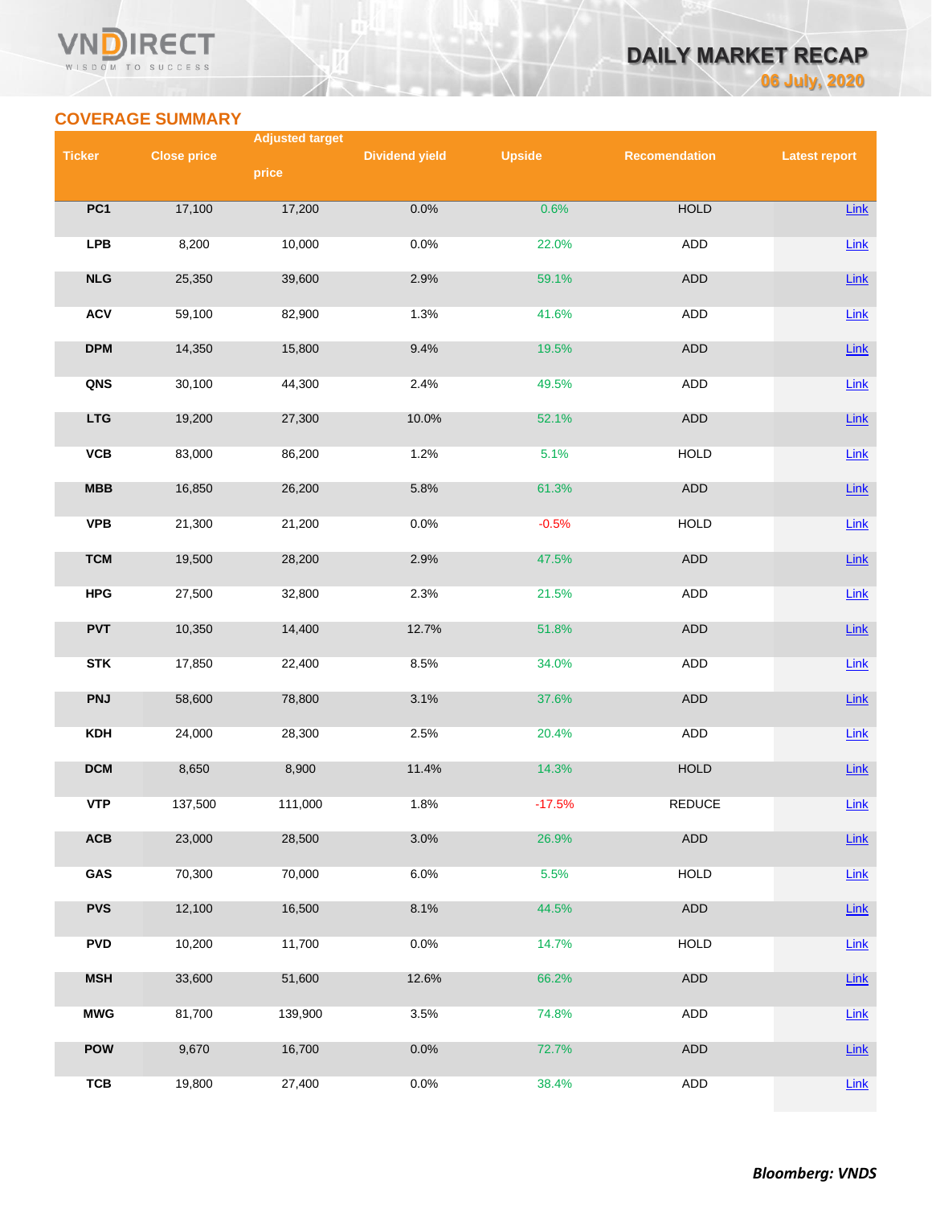## COVERAGE SUMMARY

| Ticker | Close price | Adjusted target price | Dividend yield | Upside | Recomendation | Latest report |
|---|---|---|---|---|---|---|
| PC1 | 17,100 | 17,200 | 0.0% | 0.6% | HOLD | Link |
| LPB | 8,200 | 10,000 | 0.0% | 22.0% | ADD | Link |
| NLG | 25,350 | 39,600 | 2.9% | 59.1% | ADD | Link |
| ACV | 59,100 | 82,900 | 1.3% | 41.6% | ADD | Link |
| DPM | 14,350 | 15,800 | 9.4% | 19.5% | ADD | Link |
| QNS | 30,100 | 44,300 | 2.4% | 49.5% | ADD | Link |
| LTG | 19,200 | 27,300 | 10.0% | 52.1% | ADD | Link |
| VCB | 83,000 | 86,200 | 1.2% | 5.1% | HOLD | Link |
| MBB | 16,850 | 26,200 | 5.8% | 61.3% | ADD | Link |
| VPB | 21,300 | 21,200 | 0.0% | -0.5% | HOLD | Link |
| TCM | 19,500 | 28,200 | 2.9% | 47.5% | ADD | Link |
| HPG | 27,500 | 32,800 | 2.3% | 21.5% | ADD | Link |
| PVT | 10,350 | 14,400 | 12.7% | 51.8% | ADD | Link |
| STK | 17,850 | 22,400 | 8.5% | 34.0% | ADD | Link |
| PNJ | 58,600 | 78,800 | 3.1% | 37.6% | ADD | Link |
| KDH | 24,000 | 28,300 | 2.5% | 20.4% | ADD | Link |
| DCM | 8,650 | 8,900 | 11.4% | 14.3% | HOLD | Link |
| VTP | 137,500 | 111,000 | 1.8% | -17.5% | REDUCE | Link |
| ACB | 23,000 | 28,500 | 3.0% | 26.9% | ADD | Link |
| GAS | 70,300 | 70,000 | 6.0% | 5.5% | HOLD | Link |
| PVS | 12,100 | 16,500 | 8.1% | 44.5% | ADD | Link |
| PVD | 10,200 | 11,700 | 0.0% | 14.7% | HOLD | Link |
| MSH | 33,600 | 51,600 | 12.6% | 66.2% | ADD | Link |
| MWG | 81,700 | 139,900 | 3.5% | 74.8% | ADD | Link |
| POW | 9,670 | 16,700 | 0.0% | 72.7% | ADD | Link |
| TCB | 19,800 | 27,400 | 0.0% | 38.4% | ADD | Link |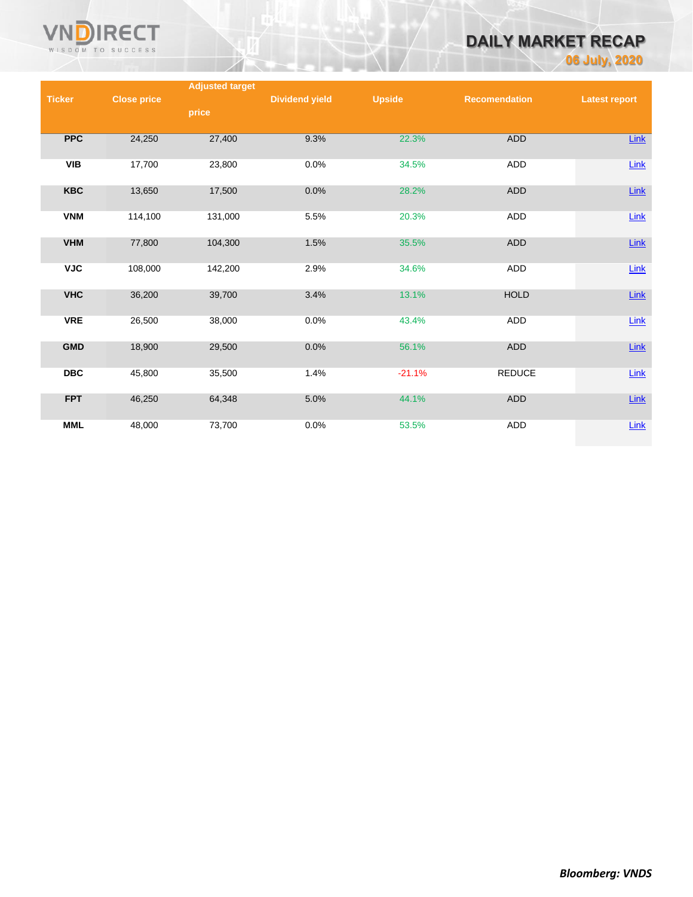| Ticker | Close price | Adjusted target price | Dividend yield | Upside | Recomendation | Latest report |
|---|---|---|---|---|---|---|
| PPC | 24,250 | 27,400 | 9.3% | 22.3% | ADD | Link |
| VIB | 17,700 | 23,800 | 0.0% | 34.5% | ADD | Link |
| KBC | 13,650 | 17,500 | 0.0% | 28.2% | ADD | Link |
| VNM | 114,100 | 131,000 | 5.5% | 20.3% | ADD | Link |
| VHM | 77,800 | 104,300 | 1.5% | 35.5% | ADD | Link |
| VJC | 108,000 | 142,200 | 2.9% | 34.6% | ADD | Link |
| VHC | 36,200 | 39,700 | 3.4% | 13.1% | HOLD | Link |
| VRE | 26,500 | 38,000 | 0.0% | 43.4% | ADD | Link |
| GMD | 18,900 | 29,500 | 0.0% | 56.1% | ADD | Link |
| DBC | 45,800 | 35,500 | 1.4% | -21.1% | REDUCE | Link |
| FPT | 46,250 | 64,348 | 5.0% | 44.1% | ADD | Link |
| MML | 48,000 | 73,700 | 0.0% | 53.5% | ADD | Link |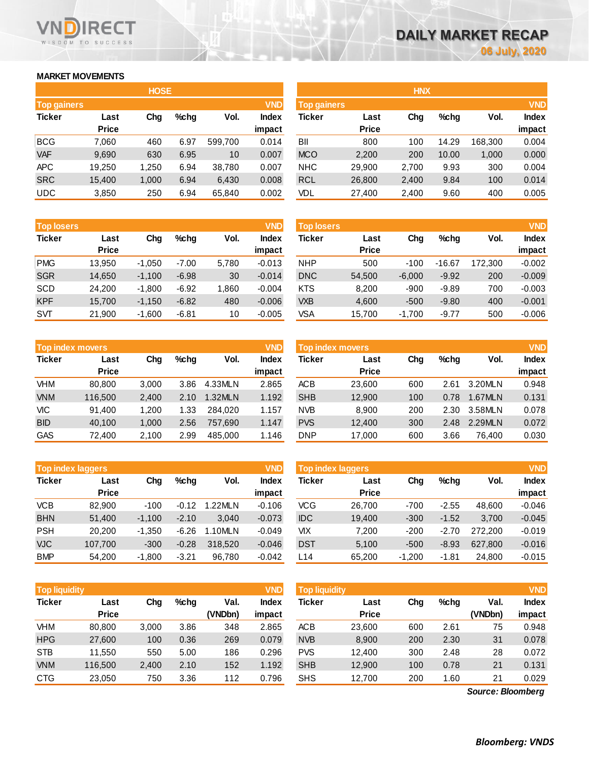# DAILY MARKET RECAP

06 July, 2020

## MARKET MOVEMENTS

### HOSE

**Top gainers** (VND)

| Ticker | Last Price | Chg | %chg | Vol. | Index impact |
|---|---|---|---|---|---|
| BCG | 7,060 | 460 | 6.97 | 599,700 | 0.014 |
| VAF | 9,690 | 630 | 6.95 | 10 | 0.007 |
| APC | 19,250 | 1,250 | 6.94 | 38,780 | 0.007 |
| SRC | 15,400 | 1,000 | 6.94 | 6,430 | 0.008 |
| UDC | 3,850 | 250 | 6.94 | 65,840 | 0.002 |

**Top losers** (VND)

| Ticker | Last Price | Chg | %chg | Vol. | Index impact |
|---|---|---|---|---|---|
| PMG | 13,950 | -1,050 | -7.00 | 5,780 | -0.013 |
| SGR | 14,650 | -1,100 | -6.98 | 30 | -0.014 |
| SCD | 24,200 | -1,800 | -6.92 | 1,860 | -0.004 |
| KPF | 15,700 | -1,150 | -6.82 | 480 | -0.006 |
| SVT | 21,900 | -1,600 | -6.81 | 10 | -0.005 |

**Top index movers** (VND)

| Ticker | Last Price | Chg | %chg | Vol. | Index impact |
|---|---|---|---|---|---|
| VHM | 80,800 | 3,000 | 3.86 | 4.33MLN | 2.865 |
| VNM | 116,500 | 2,400 | 2.10 | 1.32MLN | 1.192 |
| VIC | 91,400 | 1,200 | 1.33 | 284,020 | 1.157 |
| BID | 40,100 | 1,000 | 2.56 | 757,690 | 1.147 |
| GAS | 72,400 | 2,100 | 2.99 | 485,000 | 1.146 |

**Top index laggers** (VND)

| Ticker | Last Price | Chg | %chg | Vol. | Index impact |
|---|---|---|---|---|---|
| VCB | 82,900 | -100 | -0.12 | 1.22MLN | -0.106 |
| BHN | 51,400 | -1,100 | -2.10 | 3,040 | -0.073 |
| PSH | 20,200 | -1,350 | -6.26 | 1.10MLN | -0.049 |
| VJC | 107,700 | -300 | -0.28 | 318,520 | -0.046 |
| BMP | 54,200 | -1,800 | -3.21 | 96,780 | -0.042 |

**Top liquidity** (VND)

| Ticker | Last Price | Chg | %chg | Val. (VNDbn) | Index impact |
|---|---|---|---|---|---|
| VHM | 80,800 | 3,000 | 3.86 | 348 | 2.865 |
| HPG | 27,600 | 100 | 0.36 | 269 | 0.079 |
| STB | 11,550 | 550 | 5.00 | 186 | 0.296 |
| VNM | 116,500 | 2,400 | 2.10 | 152 | 1.192 |
| CTG | 23,050 | 750 | 3.36 | 112 | 0.796 |

### HNX

**Top gainers** (VND)

| Ticker | Last Price | Chg | %chg | Vol. | Index impact |
|---|---|---|---|---|---|
| BII | 800 | 100 | 14.29 | 168,300 | 0.004 |
| MCO | 2,200 | 200 | 10.00 | 1,000 | 0.000 |
| NHC | 29,900 | 2,700 | 9.93 | 300 | 0.004 |
| RCL | 26,800 | 2,400 | 9.84 | 100 | 0.014 |
| VDL | 27,400 | 2,400 | 9.60 | 400 | 0.005 |

**Top losers** (VND)

| Ticker | Last Price | Chg | %chg | Vol. | Index impact |
|---|---|---|---|---|---|
| NHP | 500 | -100 | -16.67 | 172,300 | -0.002 |
| DNC | 54,500 | -6,000 | -9.92 | 200 | -0.009 |
| KTS | 8,200 | -900 | -9.89 | 700 | -0.003 |
| VXB | 4,600 | -500 | -9.80 | 400 | -0.001 |
| VSA | 15,700 | -1,700 | -9.77 | 500 | -0.006 |

**Top index movers** (VND)

| Ticker | Last Price | Chg | %chg | Vol. | Index impact |
|---|---|---|---|---|---|
| ACB | 23,600 | 600 | 2.61 | 3.20MLN | 0.948 |
| SHB | 12,900 | 100 | 0.78 | 1.67MLN | 0.131 |
| NVB | 8,900 | 200 | 2.30 | 3.58MLN | 0.078 |
| PVS | 12,400 | 300 | 2.48 | 2.29MLN | 0.072 |
| DNP | 17,000 | 600 | 3.66 | 76,400 | 0.030 |

**Top index laggers** (VND)

| Ticker | Last Price | Chg | %chg | Vol. | Index impact |
|---|---|---|---|---|---|
| VCG | 26,700 | -700 | -2.55 | 48,600 | -0.046 |
| IDC | 19,400 | -300 | -1.52 | 3,700 | -0.045 |
| VIX | 7,200 | -200 | -2.70 | 272,200 | -0.019 |
| DST | 5,100 | -500 | -8.93 | 627,800 | -0.016 |
| L14 | 65,200 | -1,200 | -1.81 | 24,800 | -0.015 |

**Top liquidity** (VND)

| Ticker | Last Price | Chg | %chg | Val. (VNDbn) | Index impact |
|---|---|---|---|---|---|
| ACB | 23,600 | 600 | 2.61 | 75 | 0.948 |
| NVB | 8,900 | 200 | 2.30 | 31 | 0.078 |
| PVS | 12,400 | 300 | 2.48 | 28 | 0.072 |
| SHB | 12,900 | 100 | 0.78 | 21 | 0.131 |
| SHS | 12,700 | 200 | 1.60 | 21 | 0.029 |

*Source: Bloomberg*

***Bloomberg: VNDS***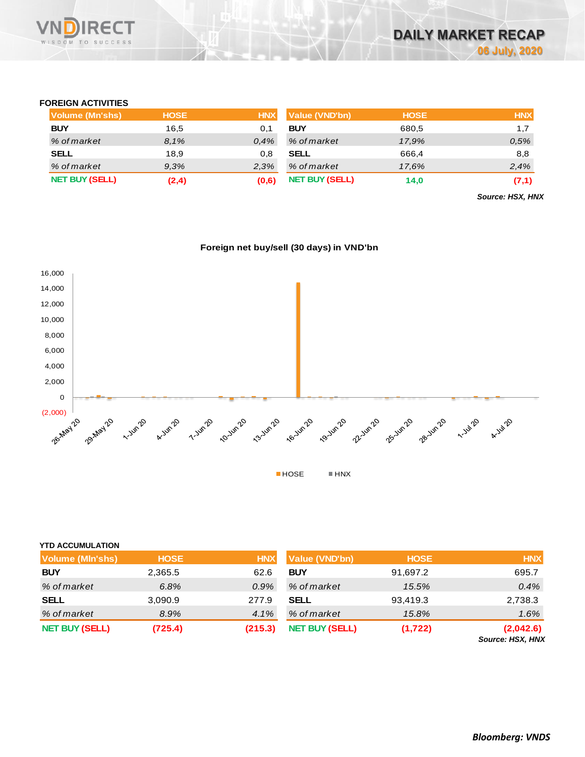## FOREIGN ACTIVITIES

| Volume (Mn'shs) | HOSE | HNX |
|---|---|---|
| **BUY** | 16,5 | 0,1 |
| *% of market* | *8,1%* | *0,4%* |
| **SELL** | 18,9 | 0,8 |
| *% of market* | *9,3%* | *2,3%* |
| **NET BUY (SELL)** | **(2,4)** | **(0,6)** |

| Value (VND'bn) | HOSE | HNX |
|---|---|---|
| **BUY** | 680,5 | 1,7 |
| *% of market* | *17,9%* | *0,5%* |
| **SELL** | 666,4 | 8,8 |
| *% of market* | *17,6%* | *2,4%* |
| **NET BUY (SELL)** | **14,0** | **(7,1)** |

***Source: HSX, HNX***

**Foreign net buy/sell (30 days) in VND'bn**

## YTD ACCUMULATION

| Volume (Mln'shs) | HOSE | HNX |
|---|---|---|
| **BUY** | 2,365.5 | 62.6 |
| *% of market* | *6.8%* | *0.9%* |
| **SELL** | 3,090.9 | 277.9 |
| *% of market* | *8.9%* | *4.1%* |
| **NET BUY (SELL)** | **(725.4)** | **(215.3)** |

| Value (VND'bn) | HOSE | HNX |
|---|---|---|
| **BUY** | 91,697.2 | 695.7 |
| *% of market* | *15.5%* | *0.4%* |
| **SELL** | 93,419.3 | 2,738.3 |
| *% of market* | *15.8%* | *1.6%* |
| **NET BUY (SELL)** | **(1,722)** | **(2,042.6)** |

***Source: HSX, HNX***

***Bloomberg: VNDS***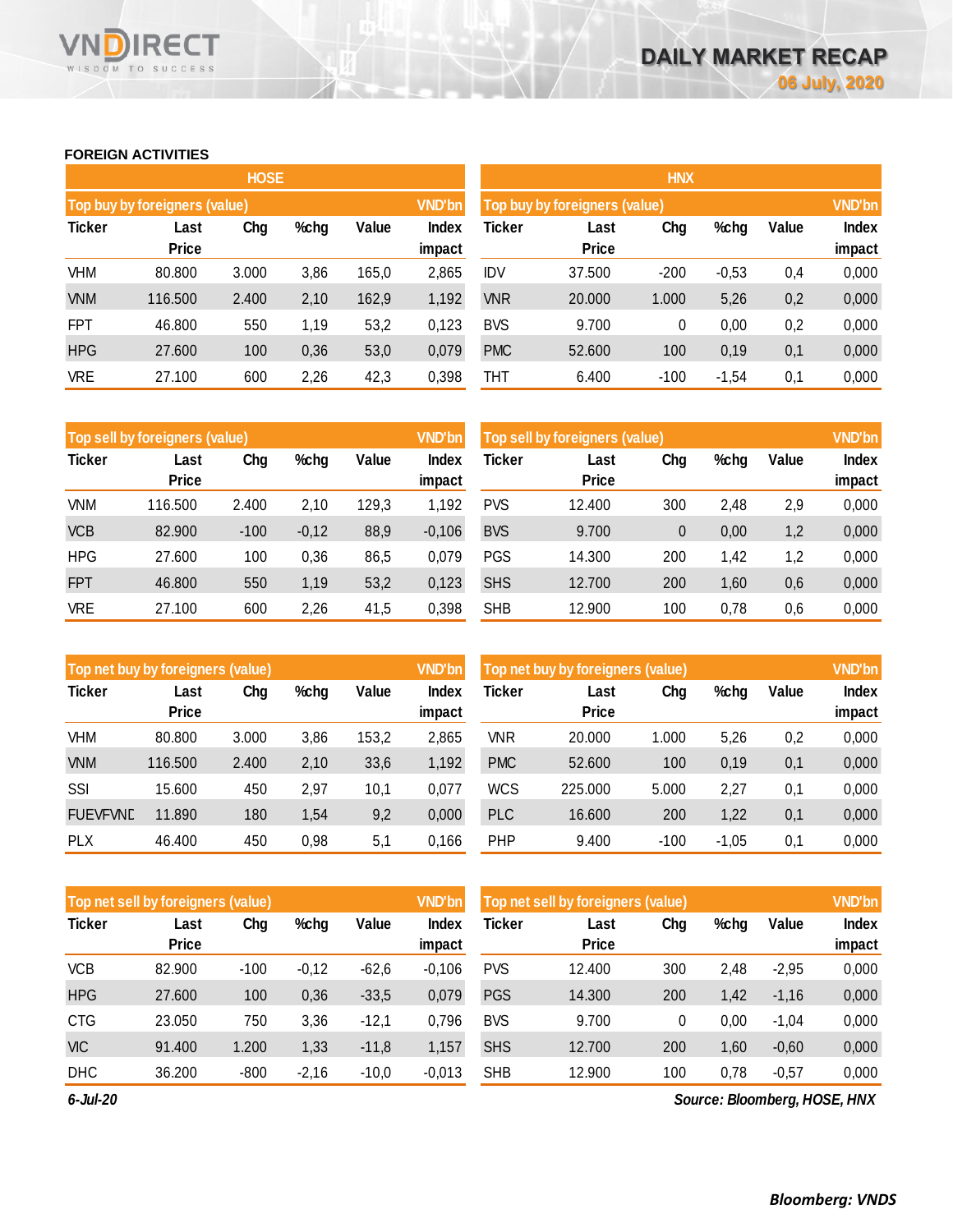# DAILY MARKET RECAP

**06 July, 2020**

## FOREIGN ACTIVITIES

### HOSE

**Top buy by foreigners (value)** — VND'bn

| Ticker | Last Price | Chg | %chg | Value | Index impact |
|---|---|---|---|---|---|
| VHM | 80.800 | 3.000 | 3,86 | 165,0 | 2,865 |
| VNM | 116.500 | 2.400 | 2,10 | 162,9 | 1,192 |
| FPT | 46.800 | 550 | 1,19 | 53,2 | 0,123 |
| HPG | 27.600 | 100 | 0,36 | 53,0 | 0,079 |
| VRE | 27.100 | 600 | 2,26 | 42,3 | 0,398 |

**Top sell by foreigners (value)** — VND'bn

| Ticker | Last Price | Chg | %chg | Value | Index impact |
|---|---|---|---|---|---|
| VNM | 116.500 | 2.400 | 2,10 | 129,3 | 1,192 |
| VCB | 82.900 | -100 | -0,12 | 88,9 | -0,106 |
| HPG | 27.600 | 100 | 0,36 | 86,5 | 0,079 |
| FPT | 46.800 | 550 | 1,19 | 53,2 | 0,123 |
| VRE | 27.100 | 600 | 2,26 | 41,5 | 0,398 |

**Top net buy by foreigners (value)** — VND'bn

| Ticker | Last Price | Chg | %chg | Value | Index impact |
|---|---|---|---|---|---|
| VHM | 80.800 | 3.000 | 3,86 | 153,2 | 2,865 |
| VNM | 116.500 | 2.400 | 2,10 | 33,6 | 1,192 |
| SSI | 15.600 | 450 | 2,97 | 10,1 | 0,077 |
| FUEVFVNE | 11.890 | 180 | 1,54 | 9,2 | 0,000 |
| PLX | 46.400 | 450 | 0,98 | 5,1 | 0,166 |

**Top net sell by foreigners (value)** — VND'bn

| Ticker | Last Price | Chg | %chg | Value | Index impact |
|---|---|---|---|---|---|
| VCB | 82.900 | -100 | -0,12 | -62,6 | -0,106 |
| HPG | 27.600 | 100 | 0,36 | -33,5 | 0,079 |
| CTG | 23.050 | 750 | 3,36 | -12,1 | 0,796 |
| VIC | 91.400 | 1.200 | 1,33 | -11,8 | 1,157 |
| DHC | 36.200 | -800 | -2,16 | -10,0 | -0,013 |

### HNX

**Top buy by foreigners (value)** — VND'bn

| Ticker | Last Price | Chg | %chg | Value | Index impact |
|---|---|---|---|---|---|
| IDV | 37.500 | -200 | -0,53 | 0,4 | 0,000 |
| VNR | 20.000 | 1.000 | 5,26 | 0,2 | 0,000 |
| BVS | 9.700 | 0 | 0,00 | 0,2 | 0,000 |
| PMC | 52.600 | 100 | 0,19 | 0,1 | 0,000 |
| THT | 6.400 | -100 | -1,54 | 0,1 | 0,000 |

**Top sell by foreigners (value)** — VND'bn

| Ticker | Last Price | Chg | %chg | Value | Index impact |
|---|---|---|---|---|---|
| PVS | 12.400 | 300 | 2,48 | 2,9 | 0,000 |
| BVS | 9.700 | 0 | 0,00 | 1,2 | 0,000 |
| PGS | 14.300 | 200 | 1,42 | 1,2 | 0,000 |
| SHS | 12.700 | 200 | 1,60 | 0,6 | 0,000 |
| SHB | 12.900 | 100 | 0,78 | 0,6 | 0,000 |

**Top net buy by foreigners (value)** — VND'bn

| Ticker | Last Price | Chg | %chg | Value | Index impact |
|---|---|---|---|---|---|
| VNR | 20.000 | 1.000 | 5,26 | 0,2 | 0,000 |
| PMC | 52.600 | 100 | 0,19 | 0,1 | 0,000 |
| WCS | 225.000 | 5.000 | 2,27 | 0,1 | 0,000 |
| PLC | 16.600 | 200 | 1,22 | 0,1 | 0,000 |
| PHP | 9.400 | -100 | -1,05 | 0,1 | 0,000 |

**Top net sell by foreigners (value)** — VND'bn

| Ticker | Last Price | Chg | %chg | Value | Index impact |
|---|---|---|---|---|---|
| PVS | 12.400 | 300 | 2,48 | -2,95 | 0,000 |
| PGS | 14.300 | 200 | 1,42 | -1,16 | 0,000 |
| BVS | 9.700 | 0 | 0,00 | -1,04 | 0,000 |
| SHS | 12.700 | 200 | 1,60 | -0,60 | 0,000 |
| SHB | 12.900 | 100 | 0,78 | -0,57 | 0,000 |

*6-Jul-20*

*Source: Bloomberg, HOSE, HNX*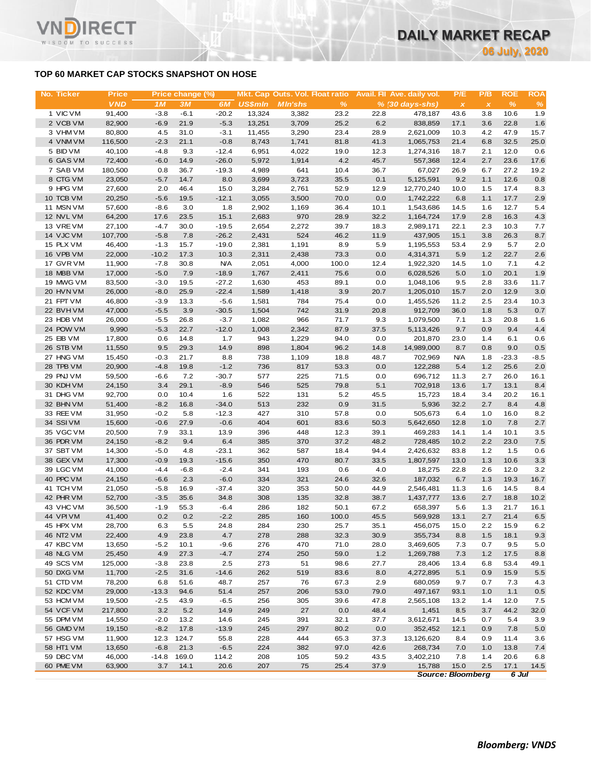## TOP 60 MARKET CAP STOCKS SNAPSHOT ON HOSE

| No. | Ticker | Price | Price change (%) | | | Mkt. Cap | Outs. Vol. | Float ratio | Avail. FII | Ave. daily vol. | P/E | P/B | ROE | ROA |
|---|---|---|---|---|---|---|---|---|---|---|---|---|---|---|
| | | VND | 1M | 3M | 6M | US$mln | Mln'shs | % | % | (30 days-shs) | x | x | % | % |
| 1 | VIC VM | 91,400 | -3.8 | -6.1 | -20.2 | 13,324 | 3,382 | 23.2 | 22.8 | 478,187 | 43.6 | 3.8 | 10.6 | 1.9 |
| 2 | VCB VM | 82,900 | -6.9 | 21.9 | -5.3 | 13,251 | 3,709 | 25.2 | 6.2 | 838,859 | 17.1 | 3.6 | 22.8 | 1.6 |
| 3 | VHM VM | 80,800 | 4.5 | 31.0 | -3.1 | 11,455 | 3,290 | 23.4 | 28.9 | 2,621,009 | 10.3 | 4.2 | 47.9 | 15.7 |
| 4 | VNM VM | 116,500 | -2.3 | 21.1 | -0.8 | 8,743 | 1,741 | 81.8 | 41.3 | 1,065,753 | 21.4 | 6.8 | 32.5 | 25.0 |
| 5 | BID VM | 40,100 | -4.8 | 9.3 | -12.4 | 6,951 | 4,022 | 19.0 | 12.3 | 1,274,316 | 18.7 | 2.1 | 12.0 | 0.6 |
| 6 | GAS VM | 72,400 | -6.0 | 14.9 | -26.0 | 5,972 | 1,914 | 4.2 | 45.7 | 557,368 | 12.4 | 2.7 | 23.6 | 17.6 |
| 7 | SAB VM | 180,500 | 0.8 | 36.7 | -19.3 | 4,989 | 641 | 10.4 | 36.7 | 67,027 | 26.9 | 6.7 | 27.2 | 19.2 |
| 8 | CTG VM | 23,050 | -5.7 | 14.7 | 8.0 | 3,699 | 3,723 | 35.5 | 0.1 | 5,125,591 | 9.2 | 1.1 | 12.6 | 0.8 |
| 9 | HPG VM | 27,600 | 2.0 | 46.4 | 15.0 | 3,284 | 2,761 | 52.9 | 12.9 | 12,770,240 | 10.0 | 1.5 | 17.4 | 8.3 |
| 10 | TCB VM | 20,250 | -5.6 | 19.5 | -12.1 | 3,055 | 3,500 | 70.0 | 0.0 | 1,742,222 | 6.8 | 1.1 | 17.7 | 2.9 |
| 11 | MSN VM | 57,600 | -8.6 | 3.0 | 1.8 | 2,902 | 1,169 | 36.4 | 10.1 | 1,543,686 | 14.5 | 1.6 | 12.7 | 5.4 |
| 12 | NVL VM | 64,200 | 17.6 | 23.5 | 15.1 | 2,683 | 970 | 28.9 | 32.2 | 1,164,724 | 17.9 | 2.8 | 16.3 | 4.3 |
| 13 | VRE VM | 27,100 | -4.7 | 30.0 | -19.5 | 2,654 | 2,272 | 39.7 | 18.3 | 2,989,171 | 22.1 | 2.3 | 10.3 | 7.7 |
| 14 | VJC VM | 107,700 | -5.8 | 7.8 | -26.2 | 2,431 | 524 | 46.2 | 11.9 | 437,905 | 15.1 | 3.8 | 26.3 | 8.7 |
| 15 | PLX VM | 46,400 | -1.3 | 15.7 | -19.0 | 2,381 | 1,191 | 8.9 | 5.9 | 1,195,553 | 53.4 | 2.9 | 5.7 | 2.0 |
| 16 | VPB VM | 22,000 | -10.2 | 17.3 | 10.3 | 2,311 | 2,438 | 73.3 | 0.0 | 4,314,371 | 5.9 | 1.2 | 22.7 | 2.6 |
| 17 | GVR VM | 11,900 | -7.8 | 30.8 | N/A | 2,051 | 4,000 | 100.0 | 12.4 | 1,922,320 | 14.5 | 1.0 | 7.1 | 4.2 |
| 18 | MBB VM | 17,000 | -5.0 | 7.9 | -18.9 | 1,767 | 2,411 | 75.6 | 0.0 | 6,028,526 | 5.0 | 1.0 | 20.1 | 1.9 |
| 19 | MWG VM | 83,500 | -3.0 | 19.5 | -27.2 | 1,630 | 453 | 89.1 | 0.0 | 1,048,106 | 9.5 | 2.8 | 33.6 | 11.7 |
| 20 | HVN VM | 26,000 | -8.0 | 25.9 | -22.4 | 1,589 | 1,418 | 3.9 | 20.7 | 1,205,010 | 15.7 | 2.0 | 12.9 | 3.0 |
| 21 | FPT VM | 46,800 | -3.9 | 13.3 | -5.6 | 1,581 | 784 | 75.4 | 0.0 | 1,455,526 | 11.2 | 2.5 | 23.4 | 10.3 |
| 22 | BVH VM | 47,000 | -5.5 | 3.9 | -30.5 | 1,504 | 742 | 31.9 | 20.8 | 912,709 | 36.0 | 1.8 | 5.3 | 0.7 |
| 23 | HDB VM | 26,000 | -5.5 | 26.8 | -3.7 | 1,082 | 966 | 71.7 | 9.3 | 1,079,500 | 7.1 | 1.3 | 20.8 | 1.6 |
| 24 | POW VM | 9,990 | -5.3 | 22.7 | -12.0 | 1,008 | 2,342 | 87.9 | 37.5 | 5,113,426 | 9.7 | 0.9 | 9.4 | 4.4 |
| 25 | EIB VM | 17,800 | 0.6 | 14.8 | 1.7 | 943 | 1,229 | 94.0 | 0.0 | 201,870 | 23.0 | 1.4 | 6.1 | 0.6 |
| 26 | STB VM | 11,550 | 9.5 | 29.3 | 14.9 | 898 | 1,804 | 96.2 | 14.8 | 14,989,000 | 8.7 | 0.8 | 9.0 | 0.5 |
| 27 | HNG VM | 15,450 | -0.3 | 21.7 | 8.8 | 738 | 1,109 | 18.8 | 48.7 | 702,969 | N/A | 1.8 | -23.3 | -8.5 |
| 28 | TPB VM | 20,900 | -4.8 | 19.8 | -1.2 | 736 | 817 | 53.3 | 0.0 | 122,288 | 5.4 | 1.2 | 25.6 | 2.0 |
| 29 | PNJ VM | 59,500 | -6.6 | 7.2 | -30.7 | 577 | 225 | 71.5 | 0.0 | 696,712 | 11.3 | 2.7 | 26.0 | 16.1 |
| 30 | KDH VM | 24,150 | 3.4 | 29.1 | -8.9 | 546 | 525 | 79.8 | 5.1 | 702,918 | 13.6 | 1.7 | 13.1 | 8.4 |
| 31 | DHG VM | 92,700 | 0.0 | 10.4 | 1.6 | 522 | 131 | 5.2 | 45.5 | 15,723 | 18.4 | 3.4 | 20.2 | 16.1 |
| 32 | BHN VM | 51,400 | -8.2 | 16.8 | -34.0 | 513 | 232 | 0.9 | 31.5 | 5,936 | 32.2 | 2.7 | 8.4 | 4.8 |
| 33 | REE VM | 31,950 | -0.2 | 5.8 | -12.3 | 427 | 310 | 57.8 | 0.0 | 505,673 | 6.4 | 1.0 | 16.0 | 8.2 |
| 34 | SSI VM | 15,600 | -0.6 | 27.9 | -0.6 | 404 | 601 | 83.6 | 50.3 | 5,642,650 | 12.8 | 1.0 | 7.8 | 2.7 |
| 35 | VGC VM | 20,500 | 7.9 | 33.1 | 13.9 | 396 | 448 | 12.3 | 39.1 | 469,283 | 14.1 | 1.4 | 10.1 | 3.5 |
| 36 | PDR VM | 24,150 | -8.2 | 9.4 | 6.4 | 385 | 370 | 37.2 | 48.2 | 728,485 | 10.2 | 2.2 | 23.0 | 7.5 |
| 37 | SBT VM | 14,300 | -5.0 | 4.8 | -23.1 | 362 | 587 | 18.4 | 94.4 | 2,426,632 | 83.8 | 1.2 | 1.5 | 0.6 |
| 38 | GEX VM | 17,300 | -0.9 | 19.3 | -15.6 | 350 | 470 | 80.7 | 33.5 | 1,807,597 | 13.0 | 1.3 | 10.6 | 3.3 |
| 39 | LGC VM | 41,000 | -4.4 | -6.8 | -2.4 | 341 | 193 | 0.6 | 4.0 | 18,275 | 22.8 | 2.6 | 12.0 | 3.2 |
| 40 | PPC VM | 24,150 | -6.6 | 2.3 | -6.0 | 334 | 321 | 24.6 | 32.6 | 187,032 | 6.7 | 1.3 | 19.3 | 16.7 |
| 41 | TCH VM | 21,050 | -5.8 | 16.9 | -37.4 | 320 | 353 | 50.0 | 44.9 | 2,546,481 | 11.3 | 1.6 | 14.5 | 8.4 |
| 42 | PHR VM | 52,700 | -3.5 | 35.6 | 34.8 | 308 | 135 | 32.8 | 38.7 | 1,437,777 | 13.6 | 2.7 | 18.8 | 10.2 |
| 43 | VHC VM | 36,500 | -1.9 | 55.3 | -6.4 | 286 | 182 | 50.1 | 67.2 | 658,397 | 5.6 | 1.3 | 21.7 | 16.1 |
| 44 | VPI VM | 41,400 | 0.2 | 0.2 | -2.2 | 285 | 160 | 100.0 | 45.5 | 569,928 | 13.1 | 2.7 | 21.4 | 6.5 |
| 45 | HPX VM | 28,700 | 6.3 | 5.5 | 24.8 | 284 | 230 | 25.7 | 35.1 | 456,075 | 15.0 | 2.2 | 15.9 | 6.2 |
| 46 | NT2 VM | 22,400 | 4.9 | 23.8 | 4.7 | 278 | 288 | 32.3 | 30.9 | 355,734 | 8.8 | 1.5 | 18.1 | 9.3 |
| 47 | KBC VM | 13,650 | -5.2 | 10.1 | -9.6 | 276 | 470 | 71.0 | 28.0 | 3,469,605 | 7.3 | 0.7 | 9.5 | 5.0 |
| 48 | NLG VM | 25,450 | 4.9 | 27.3 | -4.7 | 274 | 250 | 59.0 | 1.2 | 1,269,788 | 7.3 | 1.2 | 17.5 | 8.8 |
| 49 | SCS VM | 125,000 | -3.8 | 23.8 | 2.5 | 273 | 51 | 98.6 | 27.7 | 28,406 | 13.4 | 6.8 | 53.4 | 49.1 |
| 50 | DXG VM | 11,700 | -2.5 | 31.6 | -14.6 | 262 | 519 | 83.6 | 8.0 | 4,272,895 | 5.1 | 0.9 | 15.9 | 5.5 |
| 51 | CTD VM | 78,200 | 6.8 | 51.6 | 48.7 | 257 | 76 | 67.3 | 2.9 | 680,059 | 9.7 | 0.7 | 7.3 | 4.3 |
| 52 | KDC VM | 29,000 | -13.3 | 94.6 | 51.4 | 257 | 206 | 53.0 | 79.0 | 497,167 | 93.1 | 1.0 | 1.1 | 0.5 |
| 53 | HCM VM | 19,500 | -2.5 | 43.9 | -6.5 | 256 | 305 | 39.6 | 47.8 | 2,565,108 | 13.2 | 1.4 | 12.0 | 7.5 |
| 54 | VCF VM | 217,800 | 3.2 | 5.2 | 14.9 | 249 | 27 | 0.0 | 48.4 | 1,451 | 8.5 | 3.7 | 44.2 | 32.0 |
| 55 | DPM VM | 14,550 | -2.0 | 13.2 | 14.6 | 245 | 391 | 32.1 | 37.7 | 3,612,671 | 14.5 | 0.7 | 5.4 | 3.9 |
| 56 | GMD VM | 19,150 | -8.2 | 17.8 | -13.9 | 245 | 297 | 80.2 | 0.0 | 352,452 | 12.1 | 0.9 | 7.8 | 5.0 |
| 57 | HSG VM | 11,900 | 12.3 | 124.7 | 55.8 | 228 | 444 | 65.3 | 37.3 | 13,126,620 | 8.4 | 0.9 | 11.4 | 3.6 |
| 58 | HT1 VM | 13,650 | -6.8 | 21.3 | -6.5 | 224 | 382 | 97.0 | 42.6 | 268,734 | 7.0 | 1.0 | 13.8 | 7.4 |
| 59 | DBC VM | 46,000 | -14.8 | 169.0 | 114.2 | 208 | 105 | 59.2 | 43.5 | 3,402,210 | 7.8 | 1.4 | 20.6 | 6.8 |
| 60 | PME VM | 63,900 | 3.7 | 14.1 | 20.6 | 207 | 75 | 25.4 | 37.9 | 15,788 | 15.0 | 2.5 | 17.1 | 14.5 |

*Source: Bloomberg* 6 Jul

***Bloomberg: VNDS***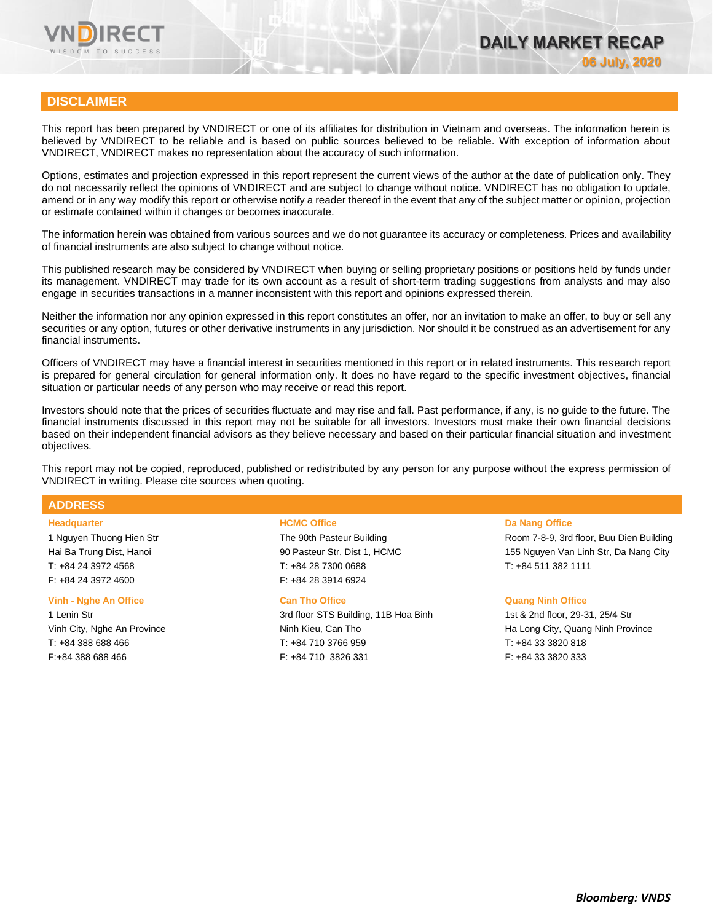## DISCLAIMER

This report has been prepared by VNDIRECT or one of its affiliates for distribution in Vietnam and overseas. The information herein is believed by VNDIRECT to be reliable and is based on public sources believed to be reliable. With exception of information about VNDIRECT, VNDIRECT makes no representation about the accuracy of such information.

Options, estimates and projection expressed in this report represent the current views of the author at the date of publication only. They do not necessarily reflect the opinions of VNDIRECT and are subject to change without notice. VNDIRECT has no obligation to update, amend or in any way modify this report or otherwise notify a reader thereof in the event that any of the subject matter or opinion, projection or estimate contained within it changes or becomes inaccurate.

The information herein was obtained from various sources and we do not guarantee its accuracy or completeness. Prices and availability of financial instruments are also subject to change without notice.

This published research may be considered by VNDIRECT when buying or selling proprietary positions or positions held by funds under its management. VNDIRECT may trade for its own account as a result of short-term trading suggestions from analysts and may also engage in securities transactions in a manner inconsistent with this report and opinions expressed therein.

Neither the information nor any opinion expressed in this report constitutes an offer, nor an invitation to make an offer, to buy or sell any securities or any option, futures or other derivative instruments in any jurisdiction. Nor should it be construed as an advertisement for any financial instruments.

Officers of VNDIRECT may have a financial interest in securities mentioned in this report or in related instruments. This research report is prepared for general circulation for general information only. It does no have regard to the specific investment objectives, financial situation or particular needs of any person who may receive or read this report.

Investors should note that the prices of securities fluctuate and may rise and fall. Past performance, if any, is no guide to the future. The financial instruments discussed in this report may not be suitable for all investors. Investors must make their own financial decisions based on their independent financial advisors as they believe necessary and based on their particular financial situation and investment objectives.

This report may not be copied, reproduced, published or redistributed by any person for any purpose without the express permission of VNDIRECT in writing. Please cite sources when quoting.

## ADDRESS

**Headquarter**
1 Nguyen Thuong Hien Str
Hai Ba Trung Dist, Hanoi
T: +84 24 3972 4568
F: +84 24 3972 4600

**HCMC Office**
The 90th Pasteur Building
90 Pasteur Str, Dist 1, HCMC
T: +84 28 7300 0688
F: +84 28 3914 6924

**Da Nang Office**
Room 7-8-9, 3rd floor, Buu Dien Building
155 Nguyen Van Linh Str, Da Nang City
T: +84 511 382 1111

**Vinh - Nghe An Office**
1 Lenin Str
Vinh City, Nghe An Province
T: +84 388 688 466
F:+84 388 688 466

**Can Tho Office**
3rd floor STS Building, 11B Hoa Binh
Ninh Kieu, Can Tho
T: +84 710 3766 959
F: +84 710 3826 331

**Quang Ninh Office**
1st & 2nd floor, 29-31, 25/4 Str
Ha Long City, Quang Ninh Province
T: +84 33 3820 818
F: +84 33 3820 333